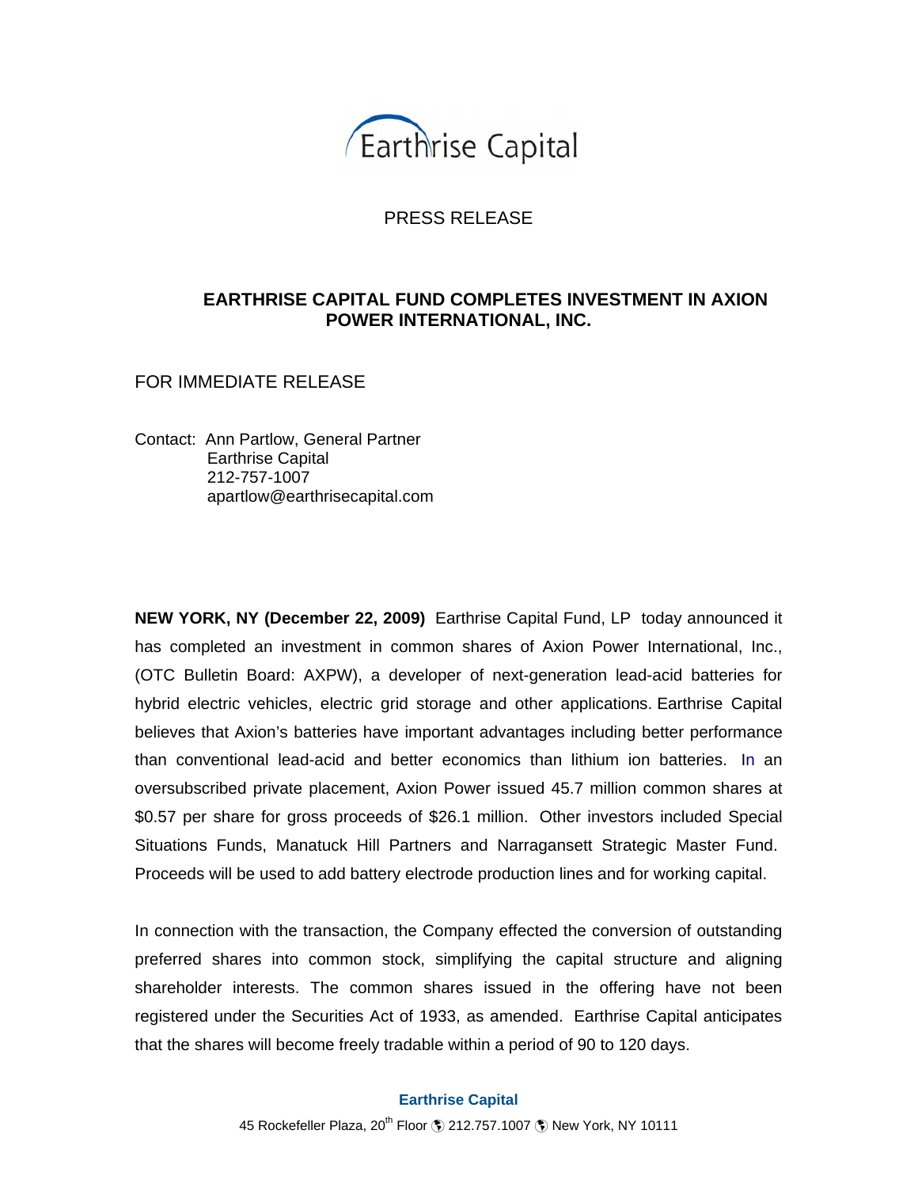Earthrise Capital

PRESS RELEASE

## EARTHRISE CAPITAL FUND COMPLETES INVESTMENT IN AXION POWER INTERNATIONAL, INC.

FOR IMMEDIATE RELEASE

Contact: Ann Partlow, General Partner
Earthrise Capital
212-757-1007
apartlow@earthrisecapital.com

**NEW YORK, NY (December 22, 2009)** Earthrise Capital Fund, LP today announced it has completed an investment in common shares of Axion Power International, Inc., (OTC Bulletin Board: AXPW), a developer of next-generation lead-acid batteries for hybrid electric vehicles, electric grid storage and other applications. Earthrise Capital believes that Axion's batteries have important advantages including better performance than conventional lead-acid and better economics than lithium ion batteries. In an oversubscribed private placement, Axion Power issued 45.7 million common shares at $0.57 per share for gross proceeds of $26.1 million. Other investors included Special Situations Funds, Manatuck Hill Partners and Narragansett Strategic Master Fund. Proceeds will be used to add battery electrode production lines and for working capital.

In connection with the transaction, the Company effected the conversion of outstanding preferred shares into common stock, simplifying the capital structure and aligning shareholder interests. The common shares issued in the offering have not been registered under the Securities Act of 1933, as amended. Earthrise Capital anticipates that the shares will become freely tradable within a period of 90 to 120 days.

**Earthrise Capital**
45 Rockefeller Plaza, 20th Floor 212.757.1007 New York, NY 10111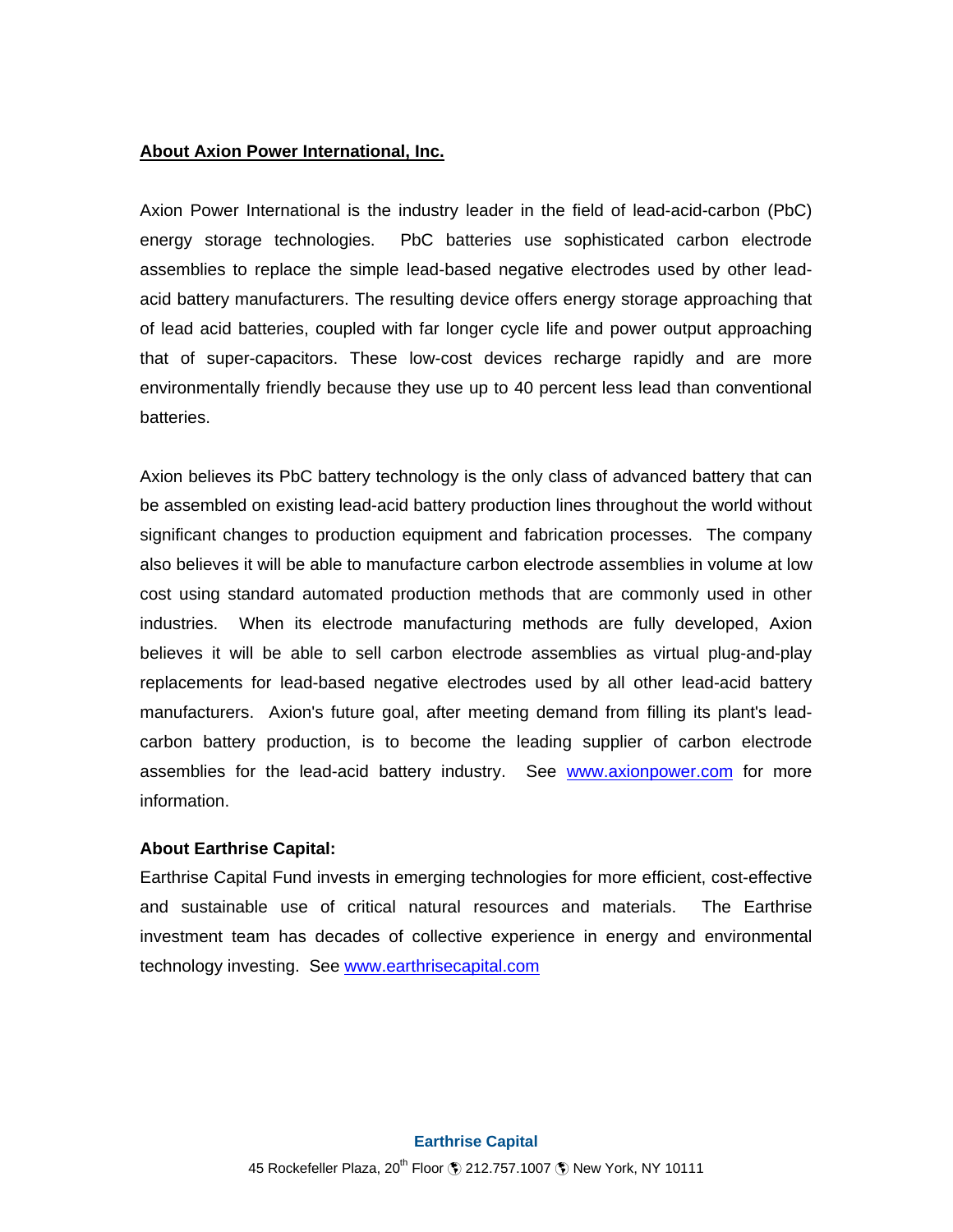**About Axion Power International, Inc.**

Axion Power International is the industry leader in the field of lead-acid-carbon (PbC) energy storage technologies. PbC batteries use sophisticated carbon electrode assemblies to replace the simple lead-based negative electrodes used by other lead-acid battery manufacturers. The resulting device offers energy storage approaching that of lead acid batteries, coupled with far longer cycle life and power output approaching that of super-capacitors. These low-cost devices recharge rapidly and are more environmentally friendly because they use up to 40 percent less lead than conventional batteries.

Axion believes its PbC battery technology is the only class of advanced battery that can be assembled on existing lead-acid battery production lines throughout the world without significant changes to production equipment and fabrication processes. The company also believes it will be able to manufacture carbon electrode assemblies in volume at low cost using standard automated production methods that are commonly used in other industries. When its electrode manufacturing methods are fully developed, Axion believes it will be able to sell carbon electrode assemblies as virtual plug-and-play replacements for lead-based negative electrodes used by all other lead-acid battery manufacturers. Axion's future goal, after meeting demand from filling its plant's lead-carbon battery production, is to become the leading supplier of carbon electrode assemblies for the lead-acid battery industry. See www.axionpower.com for more information.

**About Earthrise Capital:**

Earthrise Capital Fund invests in emerging technologies for more efficient, cost-effective and sustainable use of critical natural resources and materials. The Earthrise investment team has decades of collective experience in energy and environmental technology investing. See www.earthrisecapital.com

**Earthrise Capital**

45 Rockefeller Plaza, 20th Floor · 212.757.1007 · New York, NY 10111